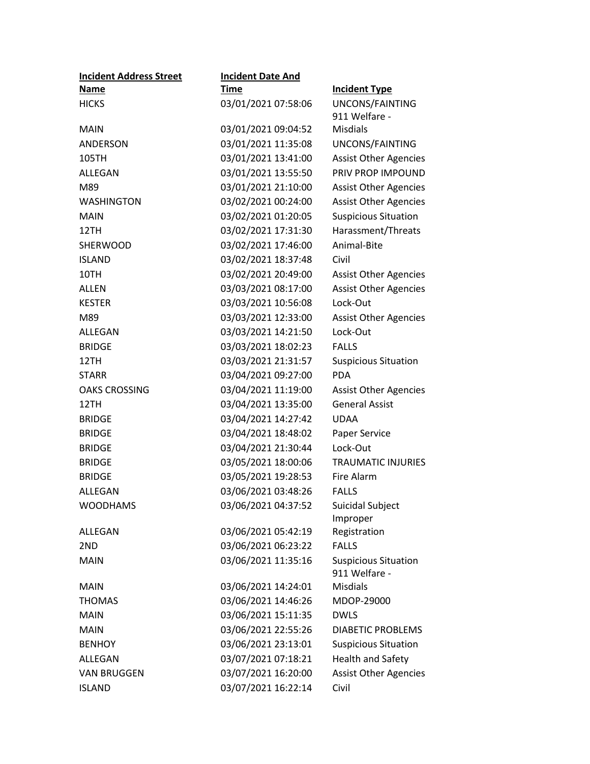| Incident Address Street Name | Incident Date And Time | Incident Type |
|---|---|---|
| HICKS | 03/01/2021 07:58:06 | UNCONS/FAINTING |
| MAIN | 03/01/2021 09:04:52 | 911 Welfare - Misdials |
| ANDERSON | 03/01/2021 11:35:08 | UNCONS/FAINTING |
| 105TH | 03/01/2021 13:41:00 | Assist Other Agencies |
| ALLEGAN | 03/01/2021 13:55:50 | PRIV PROP IMPOUND |
| M89 | 03/01/2021 21:10:00 | Assist Other Agencies |
| WASHINGTON | 03/02/2021 00:24:00 | Assist Other Agencies |
| MAIN | 03/02/2021 01:20:05 | Suspicious Situation |
| 12TH | 03/02/2021 17:31:30 | Harassment/Threats |
| SHERWOOD | 03/02/2021 17:46:00 | Animal-Bite |
| ISLAND | 03/02/2021 18:37:48 | Civil |
| 10TH | 03/02/2021 20:49:00 | Assist Other Agencies |
| ALLEN | 03/03/2021 08:17:00 | Assist Other Agencies |
| KESTER | 03/03/2021 10:56:08 | Lock-Out |
| M89 | 03/03/2021 12:33:00 | Assist Other Agencies |
| ALLEGAN | 03/03/2021 14:21:50 | Lock-Out |
| BRIDGE | 03/03/2021 18:02:23 | FALLS |
| 12TH | 03/03/2021 21:31:57 | Suspicious Situation |
| STARR | 03/04/2021 09:27:00 | PDA |
| OAKS CROSSING | 03/04/2021 11:19:00 | Assist Other Agencies |
| 12TH | 03/04/2021 13:35:00 | General Assist |
| BRIDGE | 03/04/2021 14:27:42 | UDAA |
| BRIDGE | 03/04/2021 18:48:02 | Paper Service |
| BRIDGE | 03/04/2021 21:30:44 | Lock-Out |
| BRIDGE | 03/05/2021 18:00:06 | TRAUMATIC INJURIES |
| BRIDGE | 03/05/2021 19:28:53 | Fire Alarm |
| ALLEGAN | 03/06/2021 03:48:26 | FALLS |
| WOODHAMS | 03/06/2021 04:37:52 | Suicidal Subject |
| ALLEGAN | 03/06/2021 05:42:19 | Improper Registration |
| 2ND | 03/06/2021 06:23:22 | FALLS |
| MAIN | 03/06/2021 11:35:16 | Suspicious Situation |
| MAIN | 03/06/2021 14:24:01 | 911 Welfare - Misdials |
| THOMAS | 03/06/2021 14:46:26 | MDOP-29000 |
| MAIN | 03/06/2021 15:11:35 | DWLS |
| MAIN | 03/06/2021 22:55:26 | DIABETIC PROBLEMS |
| BENHOY | 03/06/2021 23:13:01 | Suspicious Situation |
| ALLEGAN | 03/07/2021 07:18:21 | Health and Safety |
| VAN BRUGGEN | 03/07/2021 16:20:00 | Assist Other Agencies |
| ISLAND | 03/07/2021 16:22:14 | Civil |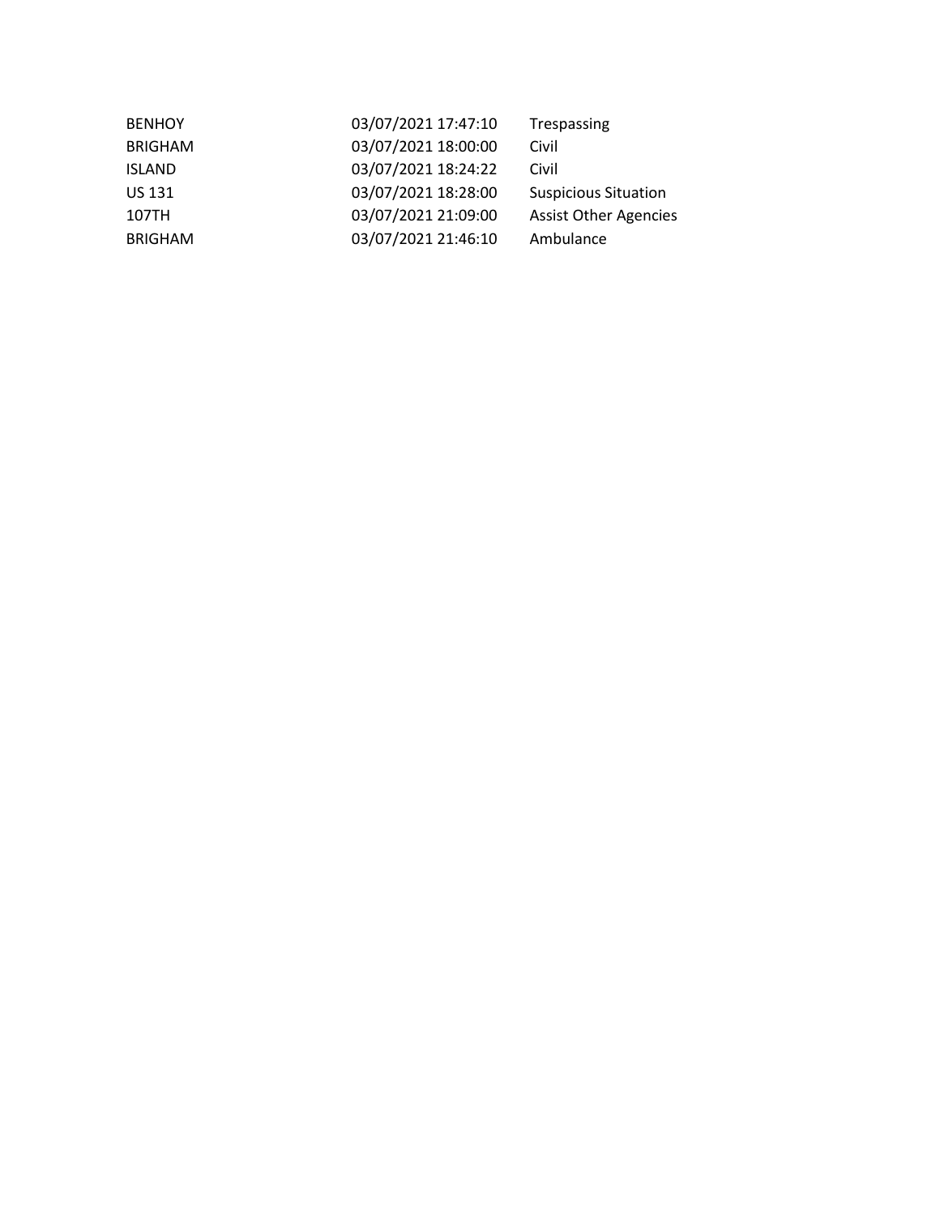| | | |
|---|---|---|
| BENHOY | 03/07/2021 17:47:10 | Trespassing |
| BRIGHAM | 03/07/2021 18:00:00 | Civil |
| ISLAND | 03/07/2021 18:24:22 | Civil |
| US 131 | 03/07/2021 18:28:00 | Suspicious Situation |
| 107TH | 03/07/2021 21:09:00 | Assist Other Agencies |
| BRIGHAM | 03/07/2021 21:46:10 | Ambulance |